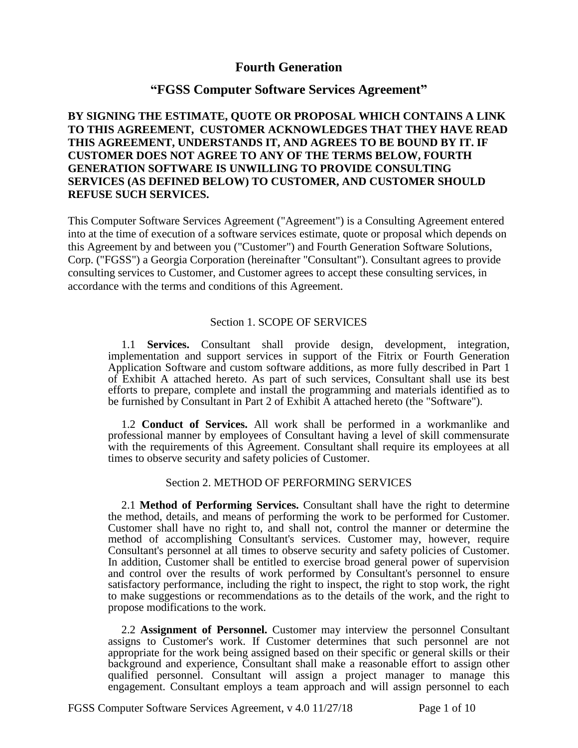# Fourth Generation

## "FGSS Computer Software Services Agreement"

**BY SIGNING THE ESTIMATE, QUOTE OR PROPOSAL WHICH CONTAINS A LINK TO THIS AGREEMENT, CUSTOMER ACKNOWLEDGES THAT THEY HAVE READ THIS AGREEMENT, UNDERSTANDS IT, AND AGREES TO BE BOUND BY IT. IF CUSTOMER DOES NOT AGREE TO ANY OF THE TERMS BELOW, FOURTH GENERATION SOFTWARE IS UNWILLING TO PROVIDE CONSULTING SERVICES (AS DEFINED BELOW) TO CUSTOMER, AND CUSTOMER SHOULD REFUSE SUCH SERVICES.**

This Computer Software Services Agreement ("Agreement") is a Consulting Agreement entered into at the time of execution of a software services estimate, quote or proposal which depends on this Agreement by and between you ("Customer") and Fourth Generation Software Solutions, Corp. ("FGSS") a Georgia Corporation (hereinafter "Consultant"). Consultant agrees to provide consulting services to Customer, and Customer agrees to accept these consulting services, in accordance with the terms and conditions of this Agreement.

### Section 1. SCOPE OF SERVICES

1.1 **Services.** Consultant shall provide design, development, integration, implementation and support services in support of the Fitrix or Fourth Generation Application Software and custom software additions, as more fully described in Part 1 of Exhibit A attached hereto. As part of such services, Consultant shall use its best efforts to prepare, complete and install the programming and materials identified as to be furnished by Consultant in Part 2 of Exhibit A attached hereto (the "Software").

1.2 **Conduct of Services.** All work shall be performed in a workmanlike and professional manner by employees of Consultant having a level of skill commensurate with the requirements of this Agreement. Consultant shall require its employees at all times to observe security and safety policies of Customer.

### Section 2. METHOD OF PERFORMING SERVICES

2.1 **Method of Performing Services.** Consultant shall have the right to determine the method, details, and means of performing the work to be performed for Customer. Customer shall have no right to, and shall not, control the manner or determine the method of accomplishing Consultant's services. Customer may, however, require Consultant's personnel at all times to observe security and safety policies of Customer. In addition, Customer shall be entitled to exercise broad general power of supervision and control over the results of work performed by Consultant's personnel to ensure satisfactory performance, including the right to inspect, the right to stop work, the right to make suggestions or recommendations as to the details of the work, and the right to propose modifications to the work.

2.2 **Assignment of Personnel.** Customer may interview the personnel Consultant assigns to Customer's work. If Customer determines that such personnel are not appropriate for the work being assigned based on their specific or general skills or their background and experience, Consultant shall make a reasonable effort to assign other qualified personnel. Consultant will assign a project manager to manage this engagement. Consultant employs a team approach and will assign personnel to each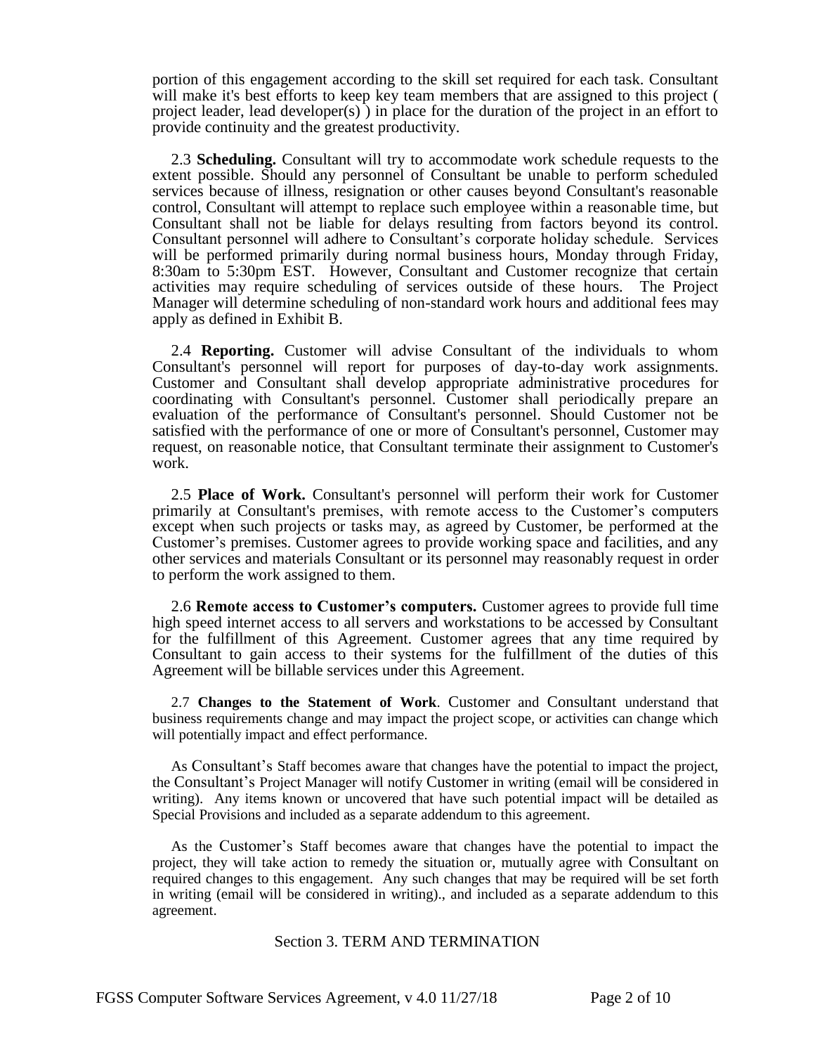portion of this engagement according to the skill set required for each task. Consultant will make it's best efforts to keep key team members that are assigned to this project ( project leader, lead developer(s) ) in place for the duration of the project in an effort to provide continuity and the greatest productivity.

2.3 **Scheduling.** Consultant will try to accommodate work schedule requests to the extent possible. Should any personnel of Consultant be unable to perform scheduled services because of illness, resignation or other causes beyond Consultant's reasonable control, Consultant will attempt to replace such employee within a reasonable time, but Consultant shall not be liable for delays resulting from factors beyond its control. Consultant personnel will adhere to Consultant's corporate holiday schedule. Services will be performed primarily during normal business hours, Monday through Friday, 8:30am to 5:30pm EST. However, Consultant and Customer recognize that certain activities may require scheduling of services outside of these hours. The Project Manager will determine scheduling of non-standard work hours and additional fees may apply as defined in Exhibit B.

2.4 **Reporting.** Customer will advise Consultant of the individuals to whom Consultant's personnel will report for purposes of day-to-day work assignments. Customer and Consultant shall develop appropriate administrative procedures for coordinating with Consultant's personnel. Customer shall periodically prepare an evaluation of the performance of Consultant's personnel. Should Customer not be satisfied with the performance of one or more of Consultant's personnel, Customer may request, on reasonable notice, that Consultant terminate their assignment to Customer's work.

2.5 **Place of Work.** Consultant's personnel will perform their work for Customer primarily at Consultant's premises, with remote access to the Customer's computers except when such projects or tasks may, as agreed by Customer, be performed at the Customer's premises. Customer agrees to provide working space and facilities, and any other services and materials Consultant or its personnel may reasonably request in order to perform the work assigned to them.

2.6 **Remote access to Customer's computers.** Customer agrees to provide full time high speed internet access to all servers and workstations to be accessed by Consultant for the fulfillment of this Agreement. Customer agrees that any time required by Consultant to gain access to their systems for the fulfillment of the duties of this Agreement will be billable services under this Agreement.

2.7 **Changes to the Statement of Work**. Customer and Consultant understand that business requirements change and may impact the project scope, or activities can change which will potentially impact and effect performance.

As Consultant's Staff becomes aware that changes have the potential to impact the project, the Consultant's Project Manager will notify Customer in writing (email will be considered in writing). Any items known or uncovered that have such potential impact will be detailed as Special Provisions and included as a separate addendum to this agreement.

As the Customer's Staff becomes aware that changes have the potential to impact the project, they will take action to remedy the situation or, mutually agree with Consultant on required changes to this engagement. Any such changes that may be required will be set forth in writing (email will be considered in writing)., and included as a separate addendum to this agreement.

## Section 3. TERM AND TERMINATION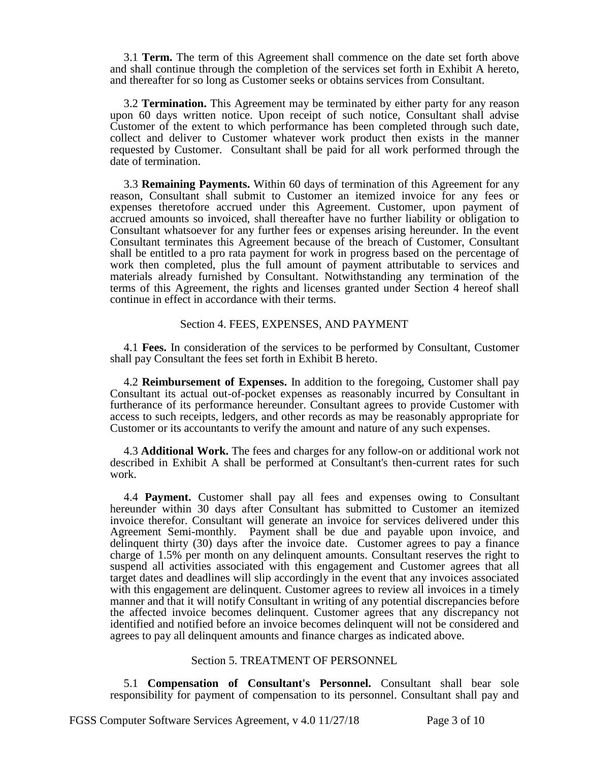3.1 **Term.** The term of this Agreement shall commence on the date set forth above and shall continue through the completion of the services set forth in Exhibit A hereto, and thereafter for so long as Customer seeks or obtains services from Consultant.

3.2 **Termination.** This Agreement may be terminated by either party for any reason upon 60 days written notice. Upon receipt of such notice, Consultant shall advise Customer of the extent to which performance has been completed through such date, collect and deliver to Customer whatever work product then exists in the manner requested by Customer. Consultant shall be paid for all work performed through the date of termination.

3.3 **Remaining Payments.** Within 60 days of termination of this Agreement for any reason, Consultant shall submit to Customer an itemized invoice for any fees or expenses theretofore accrued under this Agreement. Customer, upon payment of accrued amounts so invoiced, shall thereafter have no further liability or obligation to Consultant whatsoever for any further fees or expenses arising hereunder. In the event Consultant terminates this Agreement because of the breach of Customer, Consultant shall be entitled to a pro rata payment for work in progress based on the percentage of work then completed, plus the full amount of payment attributable to services and materials already furnished by Consultant. Notwithstanding any termination of the terms of this Agreement, the rights and licenses granted under Section 4 hereof shall continue in effect in accordance with their terms.

## Section 4. FEES, EXPENSES, AND PAYMENT

4.1 **Fees.** In consideration of the services to be performed by Consultant, Customer shall pay Consultant the fees set forth in Exhibit B hereto.

4.2 **Reimbursement of Expenses.** In addition to the foregoing, Customer shall pay Consultant its actual out-of-pocket expenses as reasonably incurred by Consultant in furtherance of its performance hereunder. Consultant agrees to provide Customer with access to such receipts, ledgers, and other records as may be reasonably appropriate for Customer or its accountants to verify the amount and nature of any such expenses.

4.3 **Additional Work.** The fees and charges for any follow-on or additional work not described in Exhibit A shall be performed at Consultant's then-current rates for such work.

4.4 **Payment.** Customer shall pay all fees and expenses owing to Consultant hereunder within 30 days after Consultant has submitted to Customer an itemized invoice therefor. Consultant will generate an invoice for services delivered under this Agreement Semi-monthly. Payment shall be due and payable upon invoice, and delinquent thirty (30) days after the invoice date. Customer agrees to pay a finance charge of 1.5% per month on any delinquent amounts. Consultant reserves the right to suspend all activities associated with this engagement and Customer agrees that all target dates and deadlines will slip accordingly in the event that any invoices associated with this engagement are delinquent. Customer agrees to review all invoices in a timely manner and that it will notify Consultant in writing of any potential discrepancies before the affected invoice becomes delinquent. Customer agrees that any discrepancy not identified and notified before an invoice becomes delinquent will not be considered and agrees to pay all delinquent amounts and finance charges as indicated above.

## Section 5. TREATMENT OF PERSONNEL

5.1 **Compensation of Consultant's Personnel.** Consultant shall bear sole responsibility for payment of compensation to its personnel. Consultant shall pay and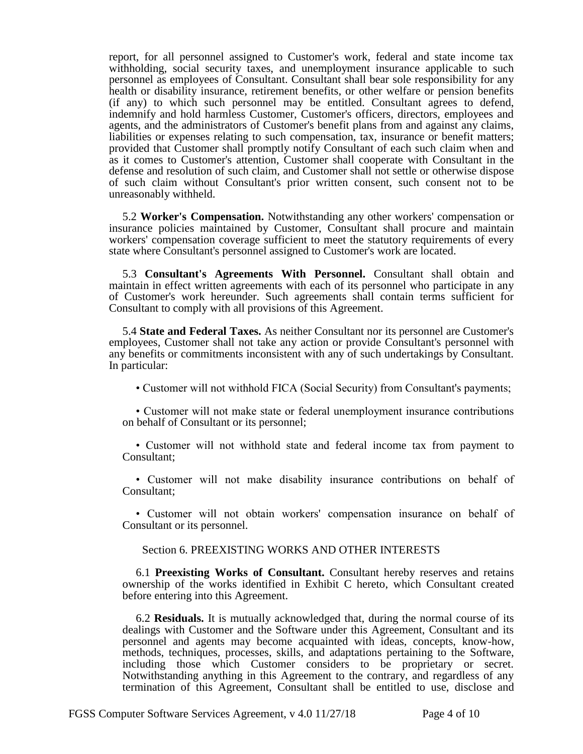report, for all personnel assigned to Customer's work, federal and state income tax withholding, social security taxes, and unemployment insurance applicable to such personnel as employees of Consultant. Consultant shall bear sole responsibility for any health or disability insurance, retirement benefits, or other welfare or pension benefits (if any) to which such personnel may be entitled. Consultant agrees to defend, indemnify and hold harmless Customer, Customer's officers, directors, employees and agents, and the administrators of Customer's benefit plans from and against any claims, liabilities or expenses relating to such compensation, tax, insurance or benefit matters; provided that Customer shall promptly notify Consultant of each such claim when and as it comes to Customer's attention, Customer shall cooperate with Consultant in the defense and resolution of such claim, and Customer shall not settle or otherwise dispose of such claim without Consultant's prior written consent, such consent not to be unreasonably withheld.

5.2 **Worker's Compensation.** Notwithstanding any other workers' compensation or insurance policies maintained by Customer, Consultant shall procure and maintain workers' compensation coverage sufficient to meet the statutory requirements of every state where Consultant's personnel assigned to Customer's work are located.

5.3 **Consultant's Agreements With Personnel.** Consultant shall obtain and maintain in effect written agreements with each of its personnel who participate in any of Customer's work hereunder. Such agreements shall contain terms sufficient for Consultant to comply with all provisions of this Agreement.

5.4 **State and Federal Taxes.** As neither Consultant nor its personnel are Customer's employees, Customer shall not take any action or provide Consultant's personnel with any benefits or commitments inconsistent with any of such undertakings by Consultant. In particular:

- Customer will not withhold FICA (Social Security) from Consultant's payments;
- Customer will not make state or federal unemployment insurance contributions on behalf of Consultant or its personnel;
- Customer will not withhold state and federal income tax from payment to Consultant;
- Customer will not make disability insurance contributions on behalf of Consultant;
- Customer will not obtain workers' compensation insurance on behalf of Consultant or its personnel.

## Section 6. PREEXISTING WORKS AND OTHER INTERESTS

6.1 **Preexisting Works of Consultant.** Consultant hereby reserves and retains ownership of the works identified in Exhibit C hereto, which Consultant created before entering into this Agreement.

6.2 **Residuals.** It is mutually acknowledged that, during the normal course of its dealings with Customer and the Software under this Agreement, Consultant and its personnel and agents may become acquainted with ideas, concepts, know-how, methods, techniques, processes, skills, and adaptations pertaining to the Software, including those which Customer considers to be proprietary or secret. Notwithstanding anything in this Agreement to the contrary, and regardless of any termination of this Agreement, Consultant shall be entitled to use, disclose and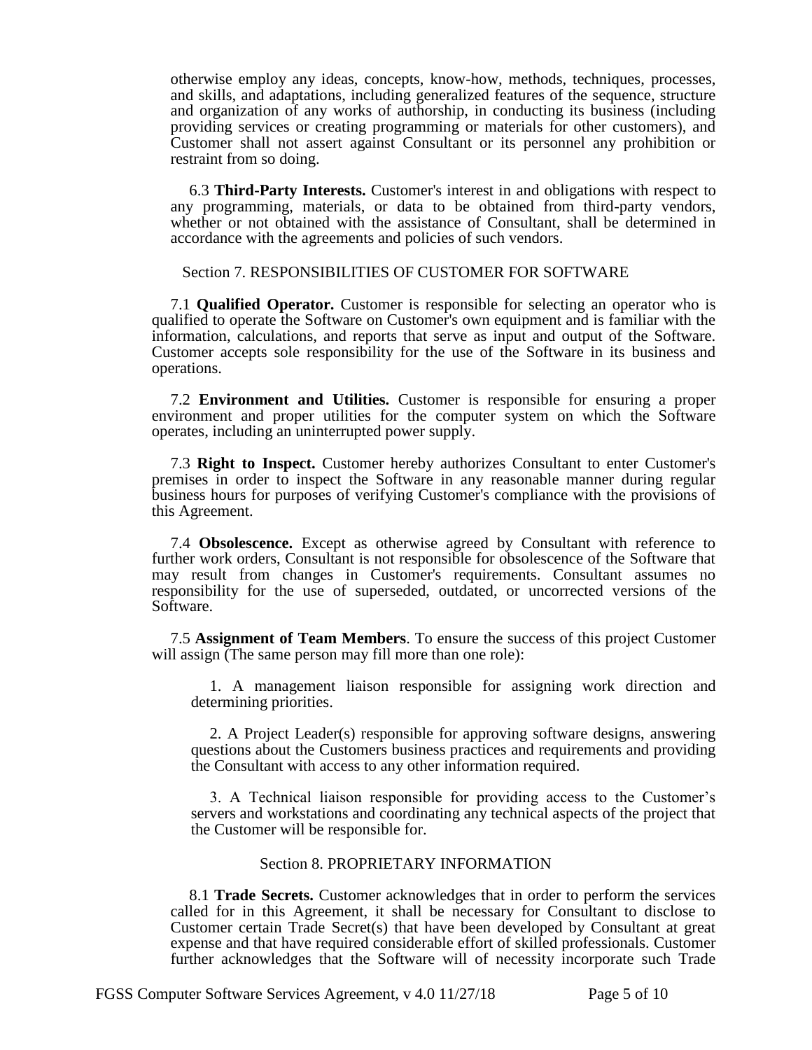otherwise employ any ideas, concepts, know-how, methods, techniques, processes, and skills, and adaptations, including generalized features of the sequence, structure and organization of any works of authorship, in conducting its business (including providing services or creating programming or materials for other customers), and Customer shall not assert against Consultant or its personnel any prohibition or restraint from so doing.

6.3 **Third-Party Interests.** Customer's interest in and obligations with respect to any programming, materials, or data to be obtained from third-party vendors, whether or not obtained with the assistance of Consultant, shall be determined in accordance with the agreements and policies of such vendors.

## Section 7. RESPONSIBILITIES OF CUSTOMER FOR SOFTWARE

7.1 **Qualified Operator.** Customer is responsible for selecting an operator who is qualified to operate the Software on Customer's own equipment and is familiar with the information, calculations, and reports that serve as input and output of the Software. Customer accepts sole responsibility for the use of the Software in its business and operations.

7.2 **Environment and Utilities.** Customer is responsible for ensuring a proper environment and proper utilities for the computer system on which the Software operates, including an uninterrupted power supply.

7.3 **Right to Inspect.** Customer hereby authorizes Consultant to enter Customer's premises in order to inspect the Software in any reasonable manner during regular business hours for purposes of verifying Customer's compliance with the provisions of this Agreement.

7.4 **Obsolescence.** Except as otherwise agreed by Consultant with reference to further work orders, Consultant is not responsible for obsolescence of the Software that may result from changes in Customer's requirements. Consultant assumes no responsibility for the use of superseded, outdated, or uncorrected versions of the Software.

7.5 **Assignment of Team Members**. To ensure the success of this project Customer will assign (The same person may fill more than one role):

1. A management liaison responsible for assigning work direction and determining priorities.

2. A Project Leader(s) responsible for approving software designs, answering questions about the Customers business practices and requirements and providing the Consultant with access to any other information required.

3. A Technical liaison responsible for providing access to the Customer's servers and workstations and coordinating any technical aspects of the project that the Customer will be responsible for.

## Section 8. PROPRIETARY INFORMATION

8.1 **Trade Secrets.** Customer acknowledges that in order to perform the services called for in this Agreement, it shall be necessary for Consultant to disclose to Customer certain Trade Secret(s) that have been developed by Consultant at great expense and that have required considerable effort of skilled professionals. Customer further acknowledges that the Software will of necessity incorporate such Trade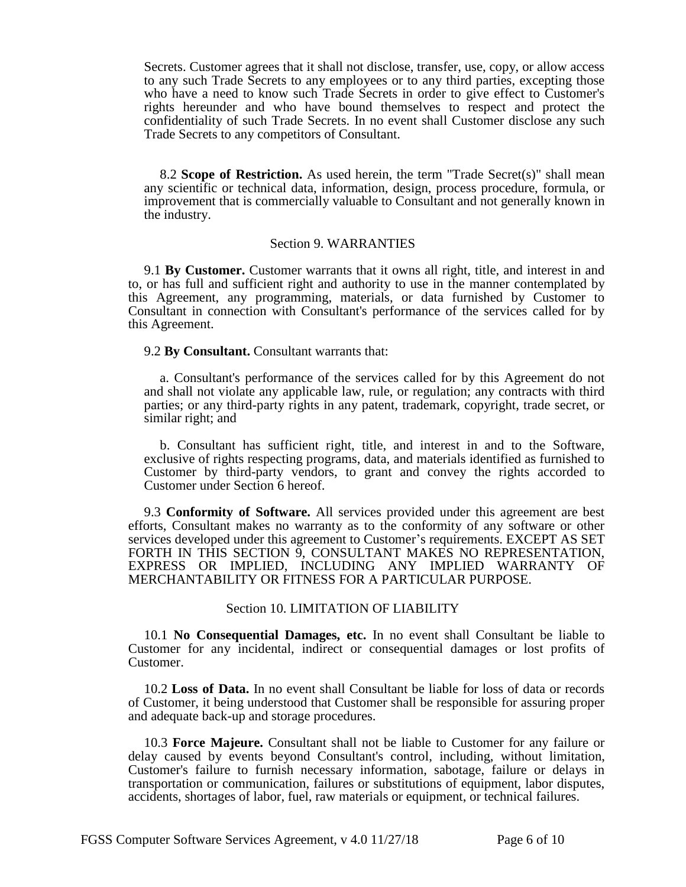Secrets. Customer agrees that it shall not disclose, transfer, use, copy, or allow access to any such Trade Secrets to any employees or to any third parties, excepting those who have a need to know such Trade Secrets in order to give effect to Customer's rights hereunder and who have bound themselves to respect and protect the confidentiality of such Trade Secrets. In no event shall Customer disclose any such Trade Secrets to any competitors of Consultant.

8.2 **Scope of Restriction.** As used herein, the term "Trade Secret(s)" shall mean any scientific or technical data, information, design, process procedure, formula, or improvement that is commercially valuable to Consultant and not generally known in the industry.

## Section 9. WARRANTIES

9.1 **By Customer.** Customer warrants that it owns all right, title, and interest in and to, or has full and sufficient right and authority to use in the manner contemplated by this Agreement, any programming, materials, or data furnished by Customer to Consultant in connection with Consultant's performance of the services called for by this Agreement.

9.2 **By Consultant.** Consultant warrants that:

a. Consultant's performance of the services called for by this Agreement do not and shall not violate any applicable law, rule, or regulation; any contracts with third parties; or any third-party rights in any patent, trademark, copyright, trade secret, or similar right; and

b. Consultant has sufficient right, title, and interest in and to the Software, exclusive of rights respecting programs, data, and materials identified as furnished to Customer by third-party vendors, to grant and convey the rights accorded to Customer under Section 6 hereof.

9.3 **Conformity of Software.** All services provided under this agreement are best efforts, Consultant makes no warranty as to the conformity of any software or other services developed under this agreement to Customer's requirements. EXCEPT AS SET FORTH IN THIS SECTION 9, CONSULTANT MAKES NO REPRESENTATION, EXPRESS OR IMPLIED, INCLUDING ANY IMPLIED WARRANTY OF MERCHANTABILITY OR FITNESS FOR A PARTICULAR PURPOSE.

## Section 10. LIMITATION OF LIABILITY

10.1 **No Consequential Damages, etc.** In no event shall Consultant be liable to Customer for any incidental, indirect or consequential damages or lost profits of Customer.

10.2 **Loss of Data.** In no event shall Consultant be liable for loss of data or records of Customer, it being understood that Customer shall be responsible for assuring proper and adequate back-up and storage procedures.

10.3 **Force Majeure.** Consultant shall not be liable to Customer for any failure or delay caused by events beyond Consultant's control, including, without limitation, Customer's failure to furnish necessary information, sabotage, failure or delays in transportation or communication, failures or substitutions of equipment, labor disputes, accidents, shortages of labor, fuel, raw materials or equipment, or technical failures.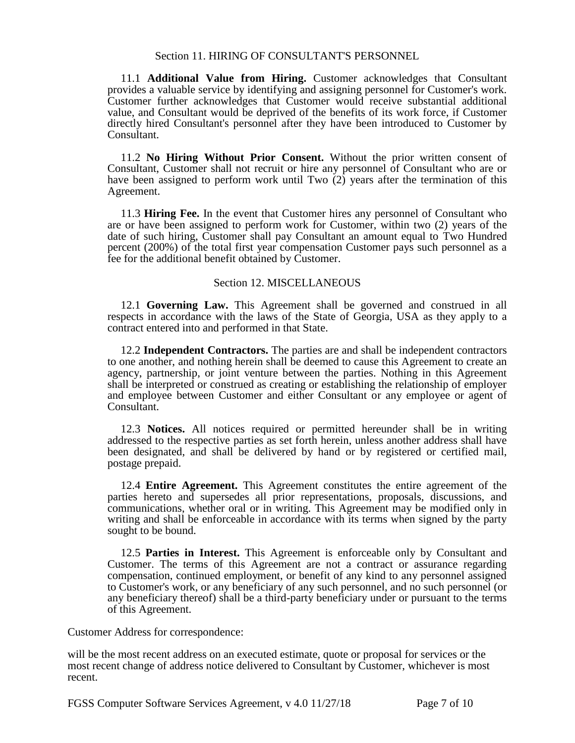## Section 11. HIRING OF CONSULTANT'S PERSONNEL

11.1 **Additional Value from Hiring.** Customer acknowledges that Consultant provides a valuable service by identifying and assigning personnel for Customer's work. Customer further acknowledges that Customer would receive substantial additional value, and Consultant would be deprived of the benefits of its work force, if Customer directly hired Consultant's personnel after they have been introduced to Customer by Consultant.

11.2 **No Hiring Without Prior Consent.** Without the prior written consent of Consultant, Customer shall not recruit or hire any personnel of Consultant who are or have been assigned to perform work until Two (2) years after the termination of this Agreement.

11.3 **Hiring Fee.** In the event that Customer hires any personnel of Consultant who are or have been assigned to perform work for Customer, within two (2) years of the date of such hiring, Customer shall pay Consultant an amount equal to Two Hundred percent (200%) of the total first year compensation Customer pays such personnel as a fee for the additional benefit obtained by Customer.

## Section 12. MISCELLANEOUS

12.1 **Governing Law.** This Agreement shall be governed and construed in all respects in accordance with the laws of the State of Georgia, USA as they apply to a contract entered into and performed in that State.

12.2 **Independent Contractors.** The parties are and shall be independent contractors to one another, and nothing herein shall be deemed to cause this Agreement to create an agency, partnership, or joint venture between the parties. Nothing in this Agreement shall be interpreted or construed as creating or establishing the relationship of employer and employee between Customer and either Consultant or any employee or agent of Consultant.

12.3 **Notices.** All notices required or permitted hereunder shall be in writing addressed to the respective parties as set forth herein, unless another address shall have been designated, and shall be delivered by hand or by registered or certified mail, postage prepaid.

12.4 **Entire Agreement.** This Agreement constitutes the entire agreement of the parties hereto and supersedes all prior representations, proposals, discussions, and communications, whether oral or in writing. This Agreement may be modified only in writing and shall be enforceable in accordance with its terms when signed by the party sought to be bound.

12.5 **Parties in Interest.** This Agreement is enforceable only by Consultant and Customer. The terms of this Agreement are not a contract or assurance regarding compensation, continued employment, or benefit of any kind to any personnel assigned to Customer's work, or any beneficiary of any such personnel, and no such personnel (or any beneficiary thereof) shall be a third-party beneficiary under or pursuant to the terms of this Agreement.

Customer Address for correspondence:

will be the most recent address on an executed estimate, quote or proposal for services or the most recent change of address notice delivered to Consultant by Customer, whichever is most recent.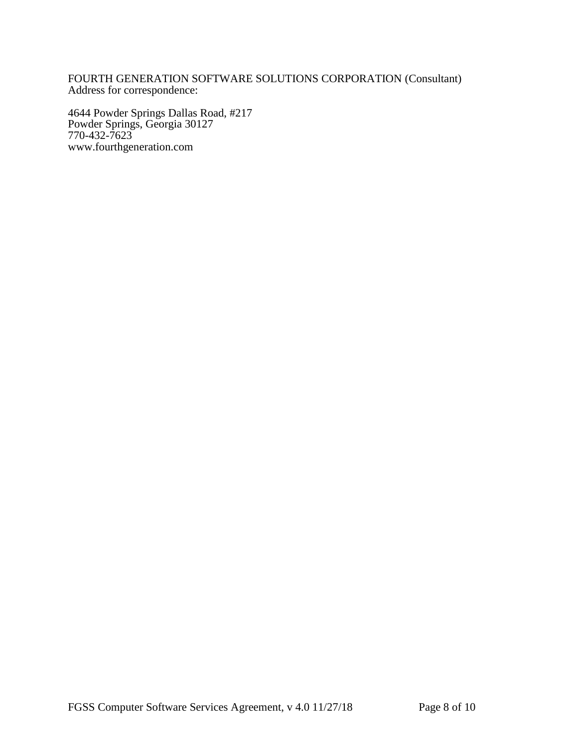FOURTH GENERATION SOFTWARE SOLUTIONS CORPORATION (Consultant)
Address for correspondence:

4644 Powder Springs Dallas Road, #217
Powder Springs, Georgia 30127
770-432-7623
www.fourthgeneration.com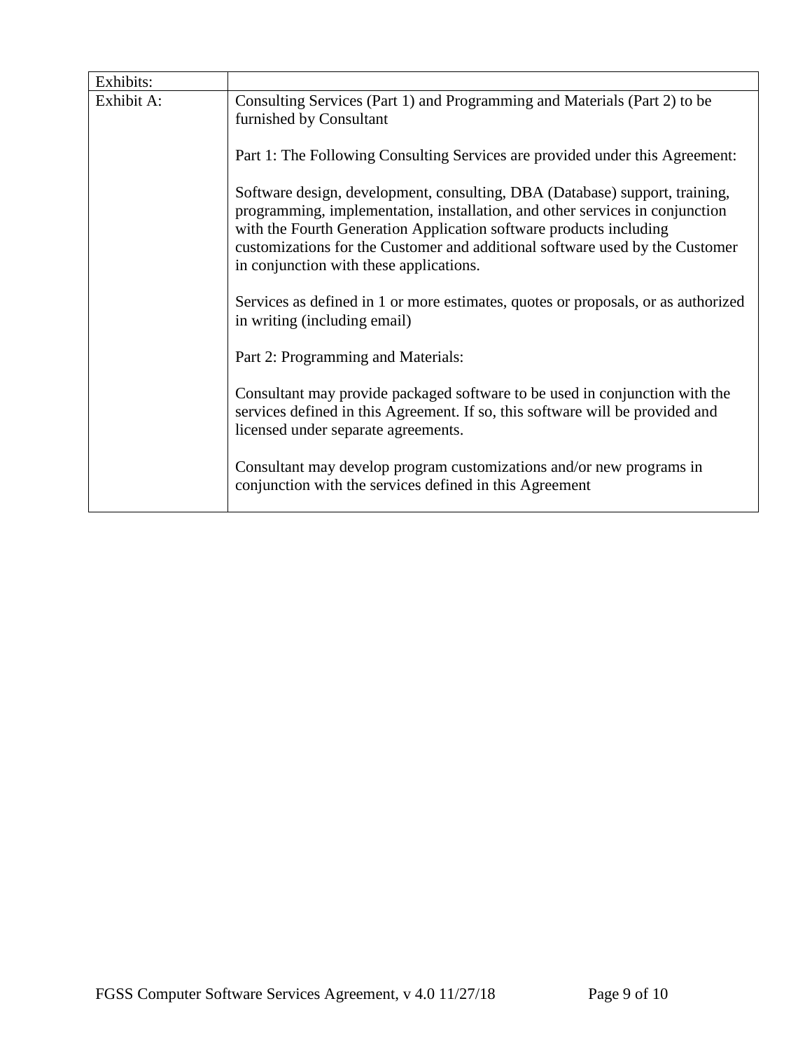| Exhibits: | |
| --- | --- |
| Exhibit A: | Consulting Services (Part 1) and Programming and Materials (Part 2) to be furnished by Consultant<br><br>Part 1: The Following Consulting Services are provided under this Agreement:<br><br>Software design, development, consulting, DBA (Database) support, training, programming, implementation, installation, and other services in conjunction with the Fourth Generation Application software products including customizations for the Customer and additional software used by the Customer in conjunction with these applications.<br><br>Services as defined in 1 or more estimates, quotes or proposals, or as authorized in writing (including email)<br><br>Part 2: Programming and Materials:<br><br>Consultant may provide packaged software to be used in conjunction with the services defined in this Agreement. If so, this software will be provided and licensed under separate agreements.<br><br>Consultant may develop program customizations and/or new programs in conjunction with the services defined in this Agreement |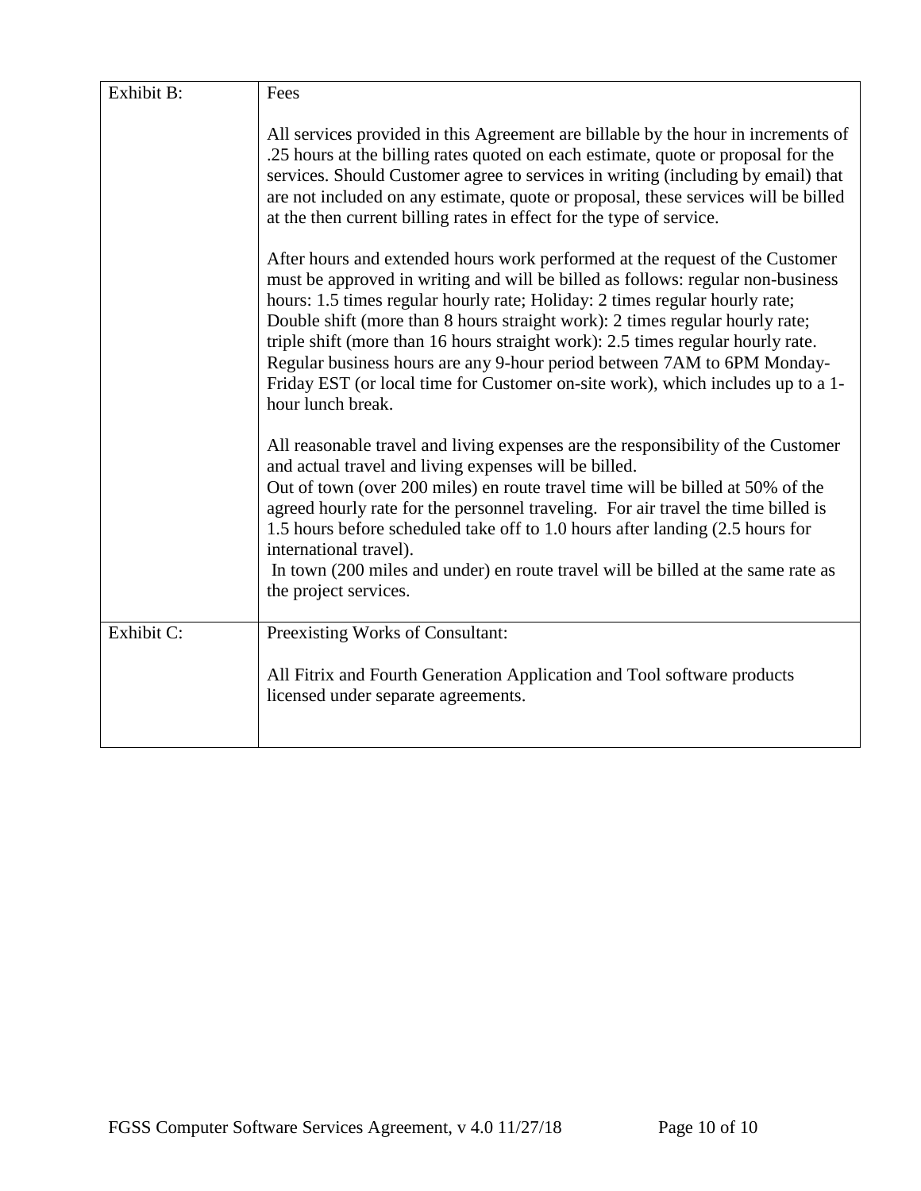| | |
|---|---|
| Exhibit B: | Fees<br><br>All services provided in this Agreement are billable by the hour in increments of .25 hours at the billing rates quoted on each estimate, quote or proposal for the services. Should Customer agree to services in writing (including by email) that are not included on any estimate, quote or proposal, these services will be billed at the then current billing rates in effect for the type of service.<br><br>After hours and extended hours work performed at the request of the Customer must be approved in writing and will be billed as follows: regular non-business hours: 1.5 times regular hourly rate; Holiday: 2 times regular hourly rate; Double shift (more than 8 hours straight work): 2 times regular hourly rate; triple shift (more than 16 hours straight work): 2.5 times regular hourly rate. Regular business hours are any 9-hour period between 7AM to 6PM Monday-Friday EST (or local time for Customer on-site work), which includes up to a 1-hour lunch break.<br><br>All reasonable travel and living expenses are the responsibility of the Customer and actual travel and living expenses will be billed.<br>Out of town (over 200 miles) en route travel time will be billed at 50% of the agreed hourly rate for the personnel traveling. For air travel the time billed is 1.5 hours before scheduled take off to 1.0 hours after landing (2.5 hours for international travel).<br>In town (200 miles and under) en route travel will be billed at the same rate as the project services. |
| Exhibit C: | Preexisting Works of Consultant:<br><br>All Fitrix and Fourth Generation Application and Tool software products licensed under separate agreements. |